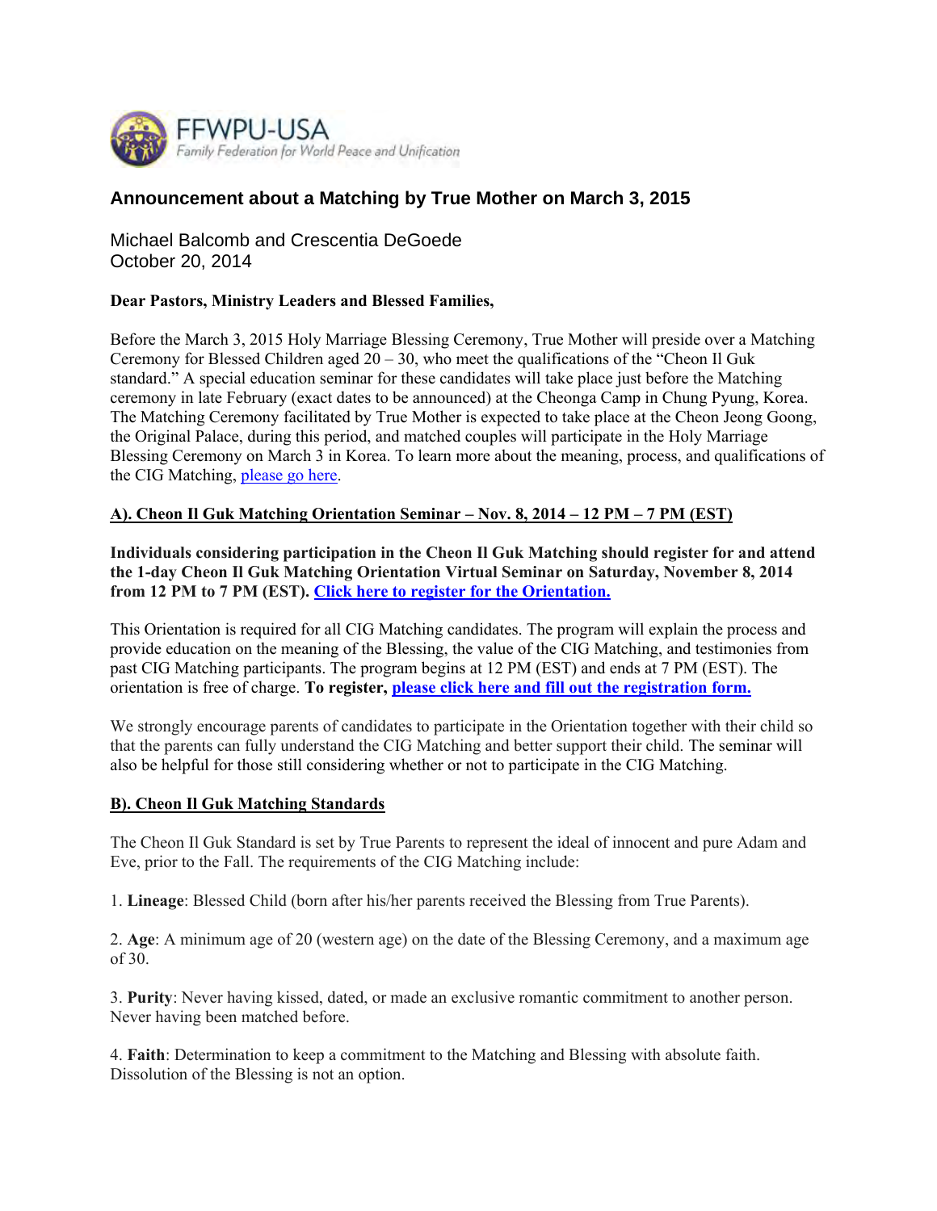FFWPU-USA

*Family Federation for World Peace and Unification*

## Announcement about a Matching by True Mother on March 3, 2015

Michael Balcomb and Crescentia DeGoede
October 20, 2014

**Dear Pastors, Ministry Leaders and Blessed Families,**

Before the March 3, 2015 Holy Marriage Blessing Ceremony, True Mother will preside over a Matching Ceremony for Blessed Children aged 20 – 30, who meet the qualifications of the "Cheon Il Guk standard." A special education seminar for these candidates will take place just before the Matching ceremony in late February (exact dates to be announced) at the Cheonga Camp in Chung Pyung, Korea. The Matching Ceremony facilitated by True Mother is expected to take place at the Cheon Jeong Goong, the Original Palace, during this period, and matched couples will participate in the Holy Marriage Blessing Ceremony on March 3 in Korea. To learn more about the meaning, process, and qualifications of the CIG Matching, please go here.

### A). Cheon Il Guk Matching Orientation Seminar – Nov. 8, 2014 – 12 PM – 7 PM (EST)

**Individuals considering participation in the Cheon Il Guk Matching should register for and attend the 1-day Cheon Il Guk Matching Orientation Virtual Seminar on Saturday, November 8, 2014 from 12 PM to 7 PM (EST). Click here to register for the Orientation.**

This Orientation is required for all CIG Matching candidates. The program will explain the process and provide education on the meaning of the Blessing, the value of the CIG Matching, and testimonies from past CIG Matching participants. The program begins at 12 PM (EST) and ends at 7 PM (EST). The orientation is free of charge. **To register, please click here and fill out the registration form.**

We strongly encourage parents of candidates to participate in the Orientation together with their child so that the parents can fully understand the CIG Matching and better support their child. The seminar will also be helpful for those still considering whether or not to participate in the CIG Matching.

### B). Cheon Il Guk Matching Standards

The Cheon Il Guk Standard is set by True Parents to represent the ideal of innocent and pure Adam and Eve, prior to the Fall. The requirements of the CIG Matching include:

1. **Lineage**: Blessed Child (born after his/her parents received the Blessing from True Parents).

2. **Age**: A minimum age of 20 (western age) on the date of the Blessing Ceremony, and a maximum age of 30.

3. **Purity**: Never having kissed, dated, or made an exclusive romantic commitment to another person. Never having been matched before.

4. **Faith**: Determination to keep a commitment to the Matching and Blessing with absolute faith. Dissolution of the Blessing is not an option.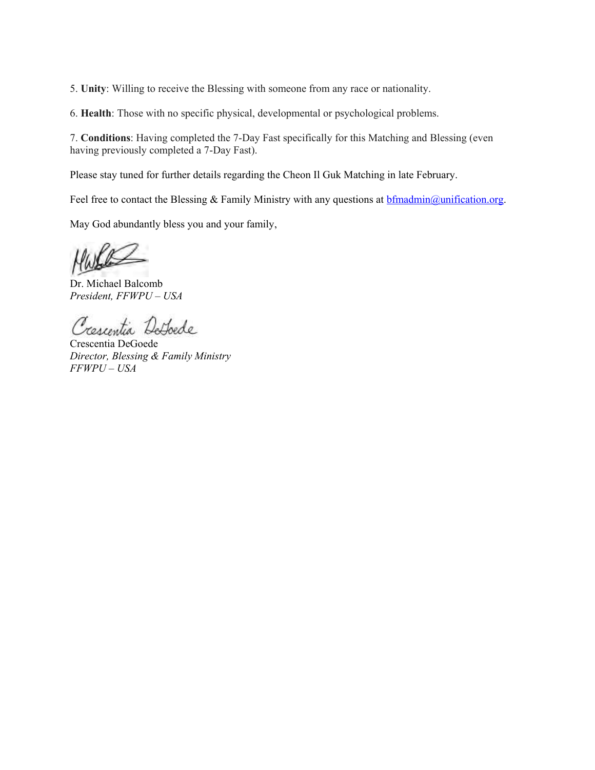5. **Unity**: Willing to receive the Blessing with someone from any race or nationality.

6. **Health**: Those with no specific physical, developmental or psychological problems.

7. **Conditions**: Having completed the 7-Day Fast specifically for this Matching and Blessing (even having previously completed a 7-Day Fast).

Please stay tuned for further details regarding the Cheon Il Guk Matching in late February.

Feel free to contact the Blessing & Family Ministry with any questions at bfmadmin@unification.org.

May God abundantly bless you and your family,

Dr. Michael Balcomb
*President, FFWPU – USA*

Crescentia DeGoede
*Director, Blessing & Family Ministry*
*FFWPU – USA*